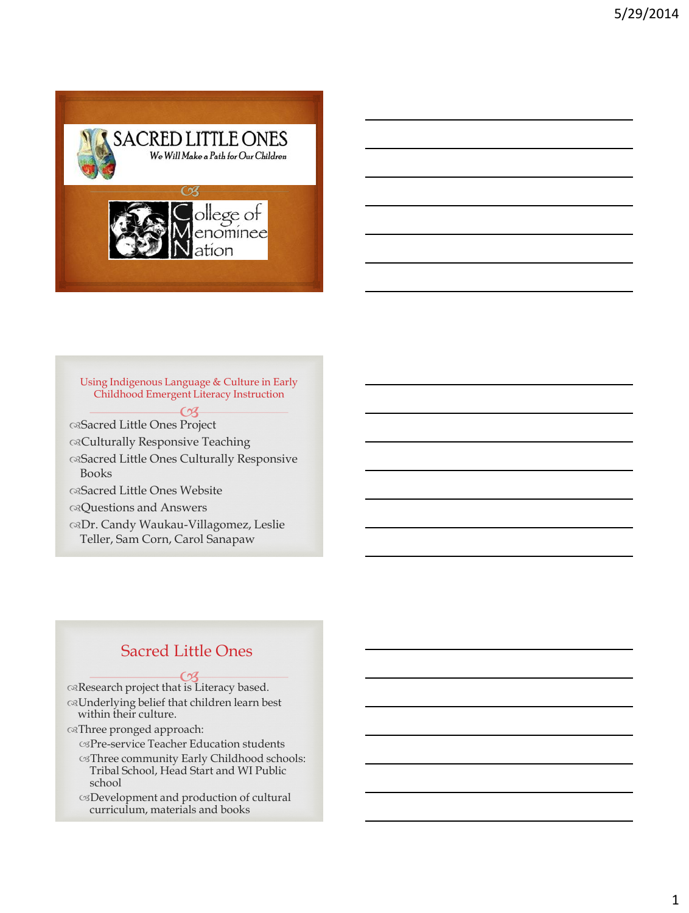# SACRED LITTLE ONES

*We Will Make a Path for Our Children*

College of Menominee Nation

---

Using Indigenous Language & Culture in Early Childhood Emergent Literacy Instruction

- Sacred Little Ones Project
- Culturally Responsive Teaching
- Sacred Little Ones Culturally Responsive Books
- Sacred Little Ones Website
- Questions and Answers
- Dr. Candy Waukau-Villagomez, Leslie Teller, Sam Corn, Carol Sanapaw

---

## Sacred Little Ones

- Research project that is Literacy based.
- Underlying belief that children learn best within their culture.
- Three pronged approach:
  - Pre-service Teacher Education students
  - Three community Early Childhood schools: Tribal School, Head Start and WI Public school
  - Development and production of cultural curriculum, materials and books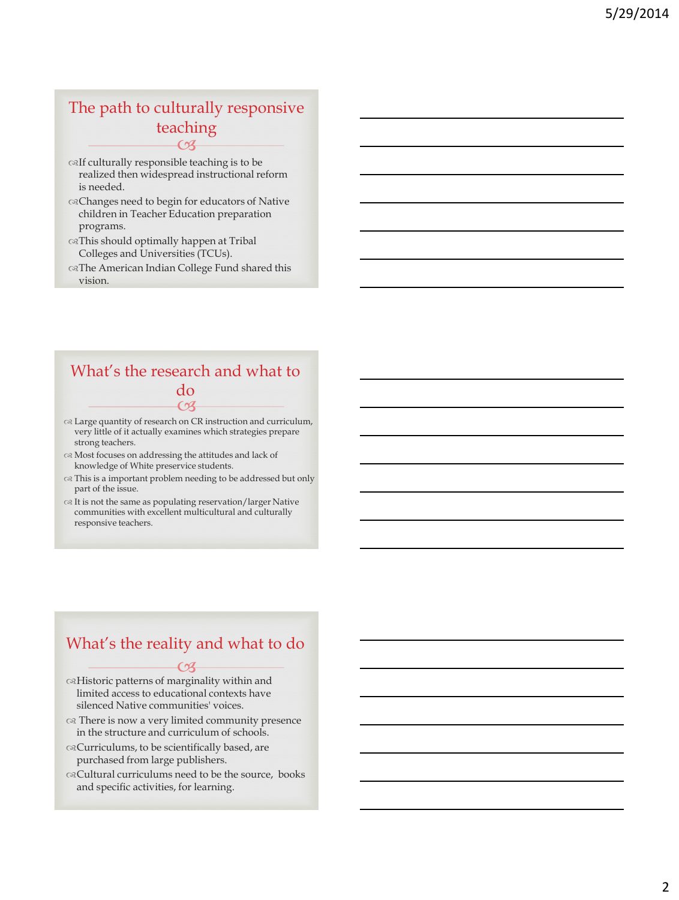## The path to culturally responsive teaching

- If culturally responsible teaching is to be realized then widespread instructional reform is needed.
- Changes need to begin for educators of Native children in Teacher Education preparation programs.
- This should optimally happen at Tribal Colleges and Universities (TCUs).
- The American Indian College Fund shared this vision.

## What's the research and what to do

- Large quantity of research on CR instruction and curriculum, very little of it actually examines which strategies prepare strong teachers.
- Most focuses on addressing the attitudes and lack of knowledge of White preservice students.
- This is a important problem needing to be addressed but only part of the issue.
- It is not the same as populating reservation/larger Native communities with excellent multicultural and culturally responsive teachers.

## What's the reality and what to do

- Historic patterns of marginality within and limited access to educational contexts have silenced Native communities' voices.
- There is now a very limited community presence in the structure and curriculum of schools.
- Curriculums, to be scientifically based, are purchased from large publishers.
- Cultural curriculums need to be the source, books and specific activities, for learning.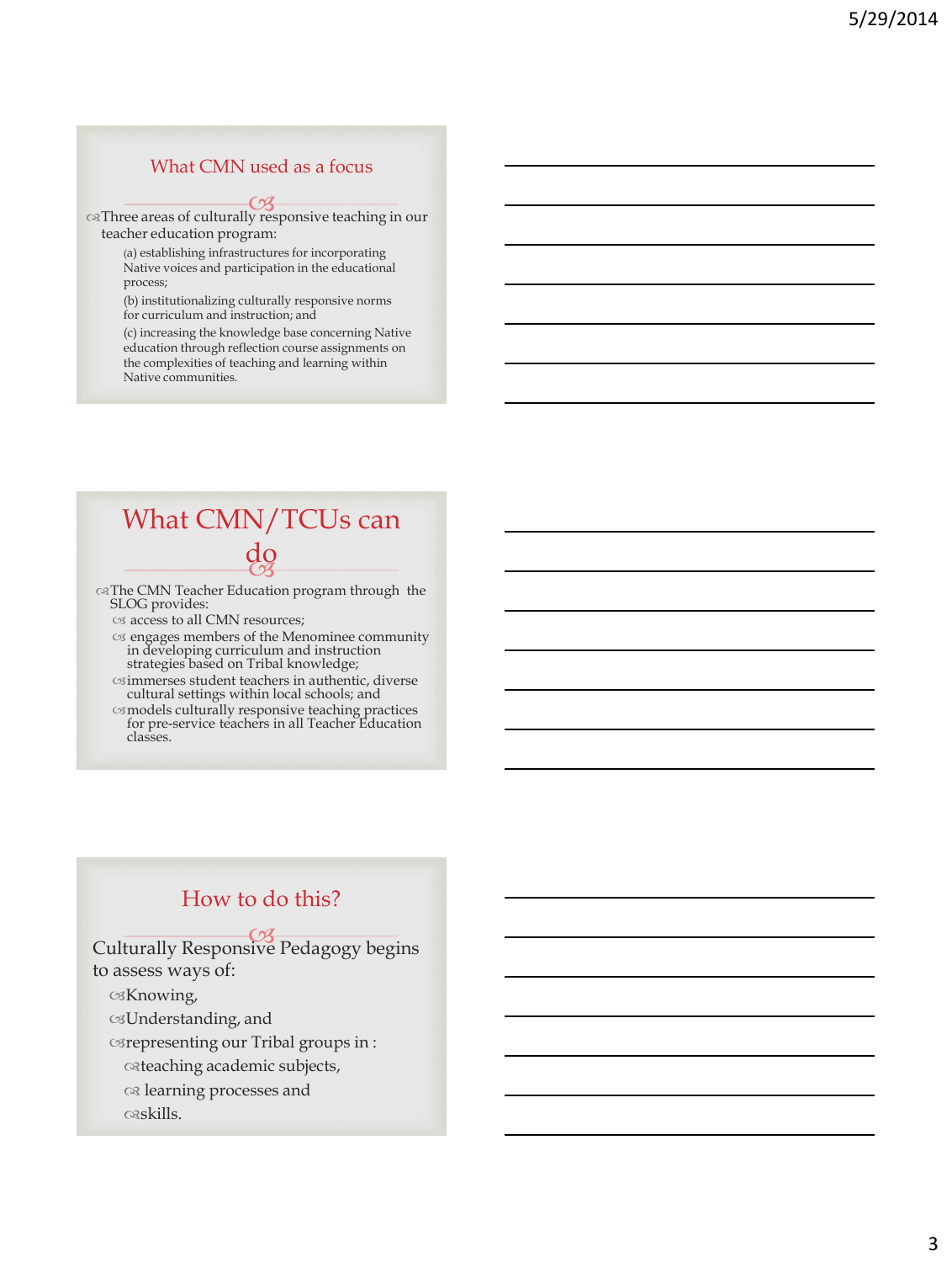## What CMN used as a focus

- Three areas of culturally responsive teaching in our teacher education program:
  - (a) establishing infrastructures for incorporating Native voices and participation in the educational process;
  - (b) institutionalizing culturally responsive norms for curriculum and instruction; and
  - (c) increasing the knowledge base concerning Native education through reflection course assignments on the complexities of teaching and learning within Native communities.

## What CMN/TCUs can do

- The CMN Teacher Education program through the SLOG provides:
  - access to all CMN resources;
  - engages members of the Menominee community in developing curriculum and instruction strategies based on Tribal knowledge;
  - immerses student teachers in authentic, diverse cultural settings within local schools; and
  - models culturally responsive teaching practices for pre-service teachers in all Teacher Education classes.

## How to do this?

Culturally Responsive Pedagogy begins to assess ways of:

- Knowing,
- Understanding, and
- representing our Tribal groups in :
  - teaching academic subjects,
  - learning processes and
  - skills.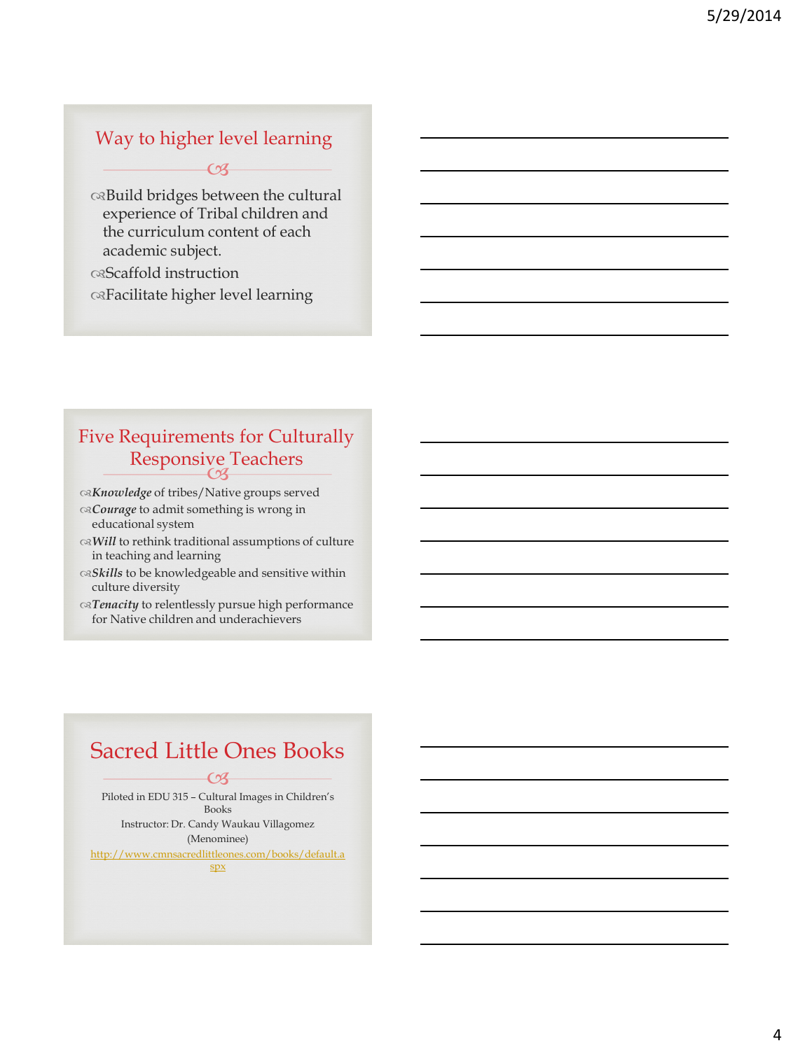## Way to higher level learning

- Build bridges between the cultural experience of Tribal children and the curriculum content of each academic subject.
- Scaffold instruction
- Facilitate higher level learning

## Five Requirements for Culturally Responsive Teachers

- *Knowledge* of tribes/Native groups served
- *Courage* to admit something is wrong in educational system
- *Will* to rethink traditional assumptions of culture in teaching and learning
- *Skills* to be knowledgeable and sensitive within culture diversity
- *Tenacity* to relentlessly pursue high performance for Native children and underachievers

## Sacred Little Ones Books

Piloted in EDU 315 – Cultural Images in Children's Books

Instructor: Dr. Candy Waukau Villagomez (Menominee)

http://www.cmnsacredlittleones.com/books/default.aspx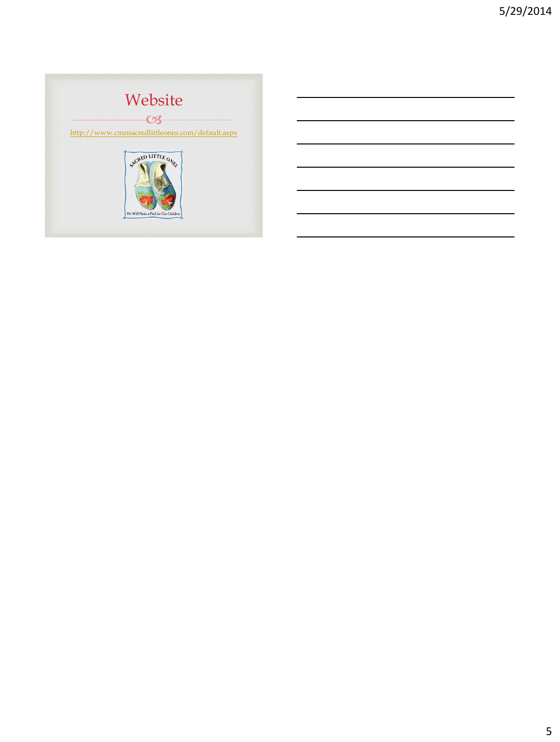# Website

http://www.cmnsacredlittleones.com/default.aspx

SACRED LITTLE ONES

We Will Make a Path for Our Children